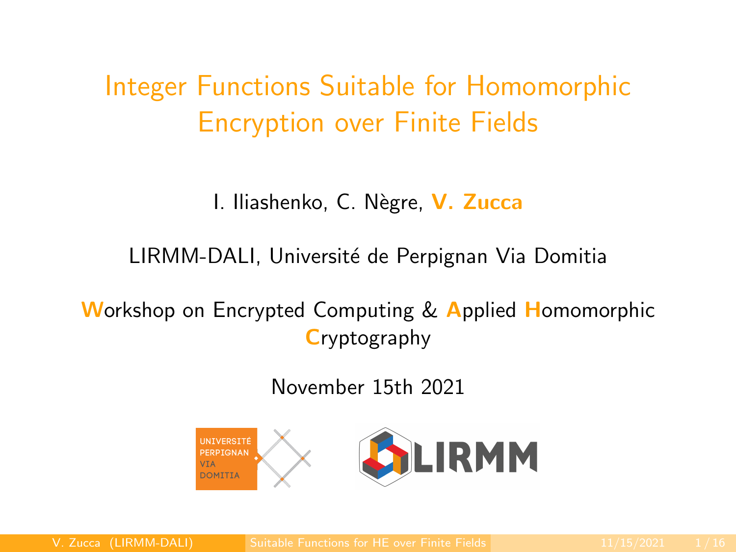# Integer Functions Suitable for Homomorphic Encryption over Finite Fields

I. Iliashenko, C. Nègre, **V. Zucca**

LIRMM-DALI, Université de Perpignan Via Domitia

**W**orkshop on Encrypted Computing & **A**pplied **H**omomorphic **C**ryptography

November 15th 2021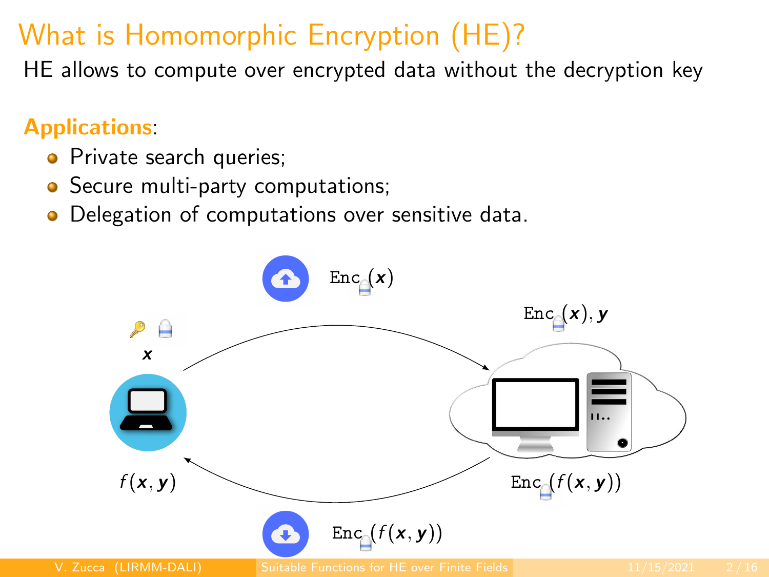# What is Homomorphic Encryption (HE)?

HE allows to compute over encrypted data without the decryption key

**Applications**:

- Private search queries;
- Secure multi-party computations;
- Delegation of computations over sensitive data.

$\texttt{Enc}(\boldsymbol{x})$

$\boldsymbol{x}$

$\texttt{Enc}(\boldsymbol{x}), \boldsymbol{y}$

$f(\boldsymbol{x}, \boldsymbol{y})$

$\texttt{Enc}(f(\boldsymbol{x}, \boldsymbol{y}))$

$\texttt{Enc}(f(\boldsymbol{x}, \boldsymbol{y}))$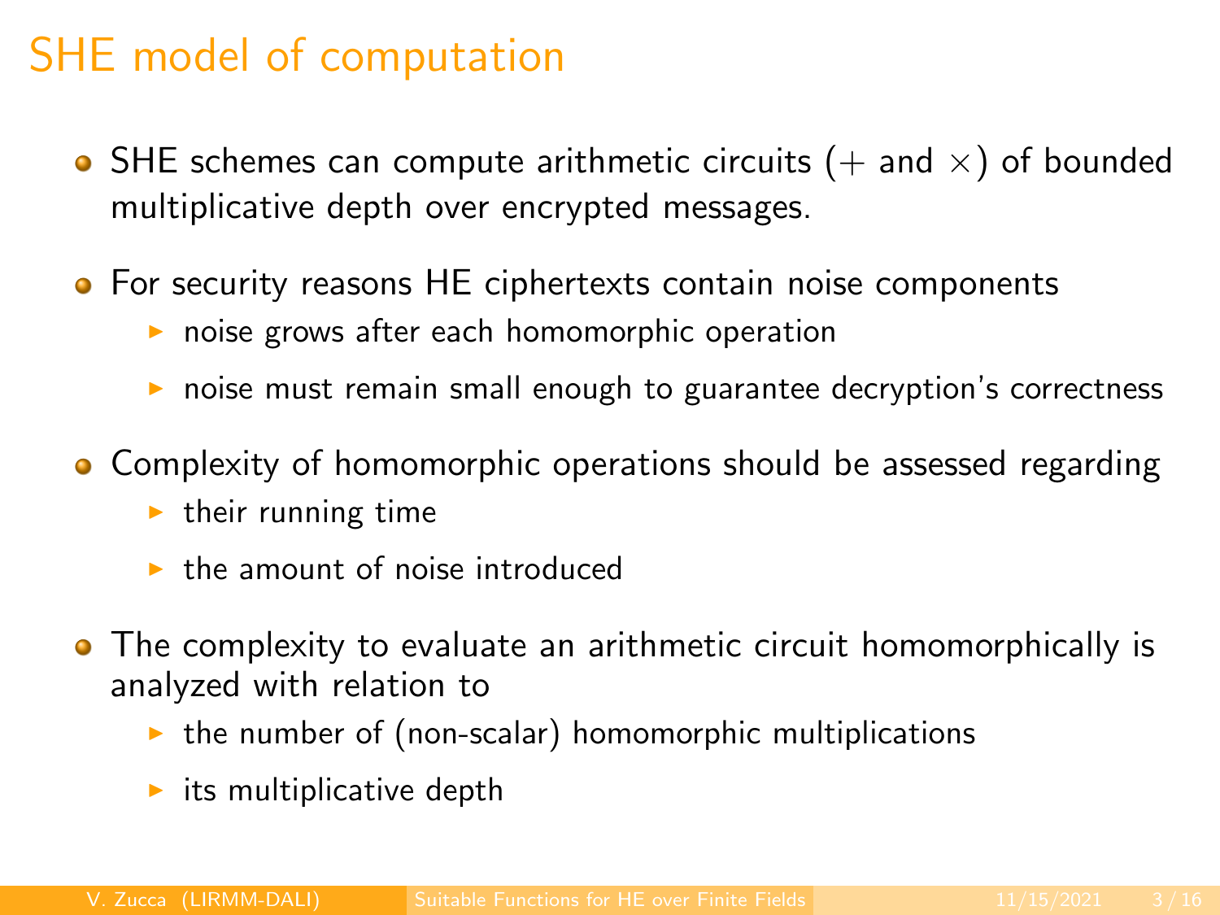# SHE model of computation

- SHE schemes can compute arithmetic circuits ($+$ and $\times$) of bounded multiplicative depth over encrypted messages.
- For security reasons HE ciphertexts contain noise components
  - noise grows after each homomorphic operation
  - noise must remain small enough to guarantee decryption's correctness
- Complexity of homomorphic operations should be assessed regarding
  - their running time
  - the amount of noise introduced
- The complexity to evaluate an arithmetic circuit homomorphically is analyzed with relation to
  - the number of (non-scalar) homomorphic multiplications
  - its multiplicative depth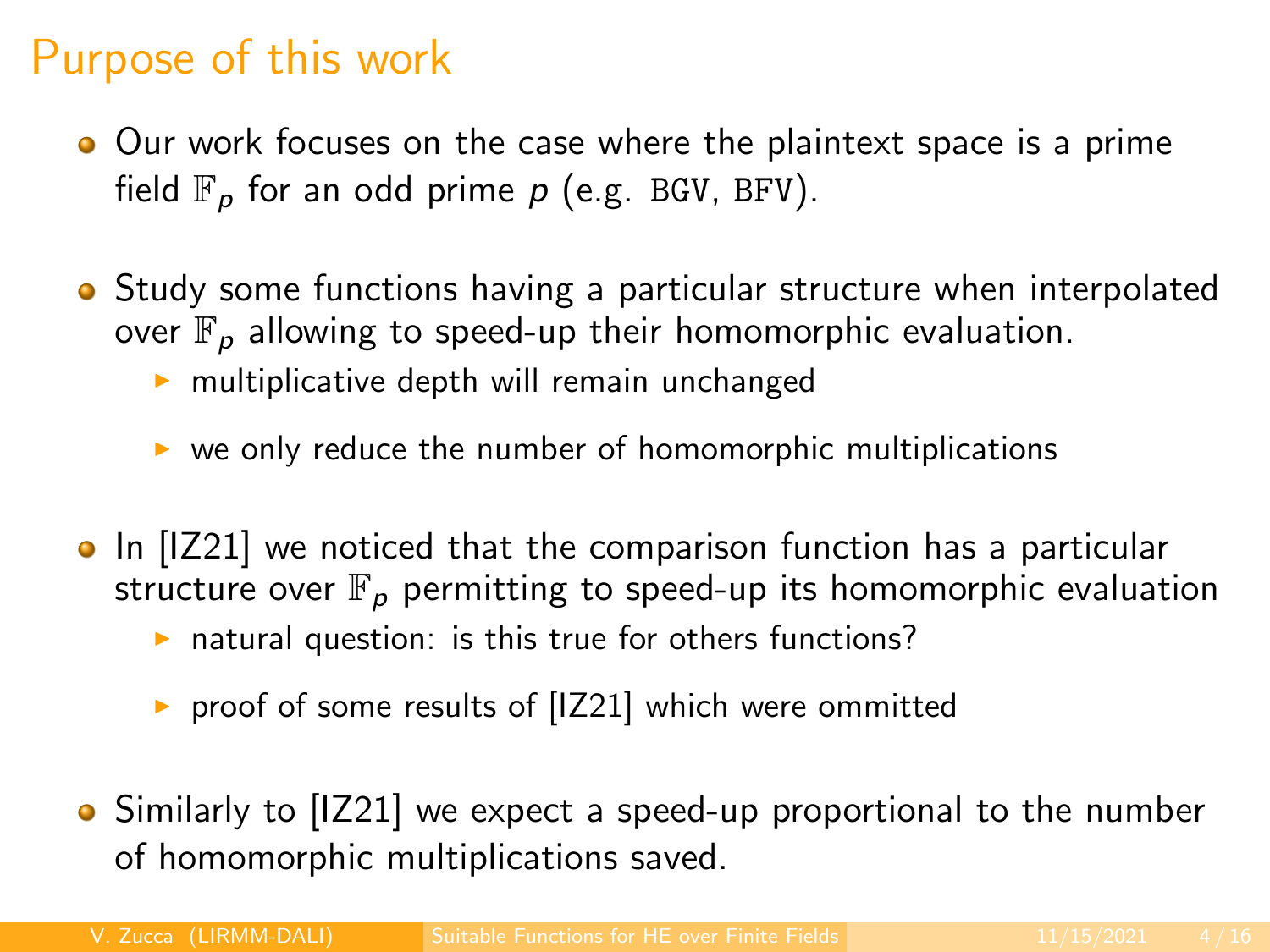# Purpose of this work

- Our work focuses on the case where the plaintext space is a prime field $\mathbb{F}_p$ for an odd prime $p$ (e.g. BGV, BFV).
- Study some functions having a particular structure when interpolated over $\mathbb{F}_p$ allowing to speed-up their homomorphic evaluation.
  - multiplicative depth will remain unchanged
  - we only reduce the number of homomorphic multiplications
- In [IZ21] we noticed that the comparison function has a particular structure over $\mathbb{F}_p$ permitting to speed-up its homomorphic evaluation
  - natural question: is this true for others functions?
  - proof of some results of [IZ21] which were ommitted
- Similarly to [IZ21] we expect a speed-up proportional to the number of homomorphic multiplications saved.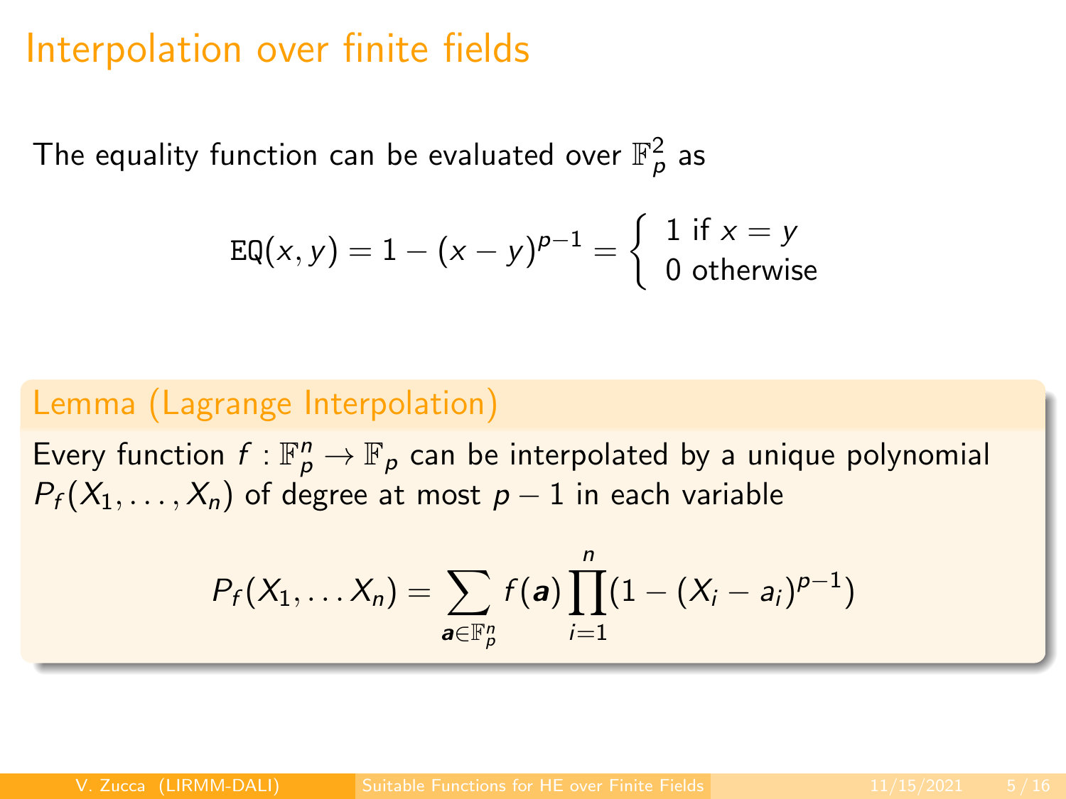# Interpolation over finite fields

The equality function can be evaluated over $\mathbb{F}_p^2$ as

$$\texttt{EQ}(x, y) = 1 - (x - y)^{p-1} = \begin{cases} 1 \text{ if } x = y \\ 0 \text{ otherwise} \end{cases}$$

**Lemma (Lagrange Interpolation)**

Every function $f : \mathbb{F}_p^n \to \mathbb{F}_p$ can be interpolated by a unique polynomial $P_f(X_1, \ldots, X_n)$ of degree at most $p - 1$ in each variable

$$P_f(X_1, \ldots X_n) = \sum_{\boldsymbol{a} \in \mathbb{F}_p^n} f(\boldsymbol{a}) \prod_{i=1}^{n} (1 - (X_i - a_i)^{p-1})$$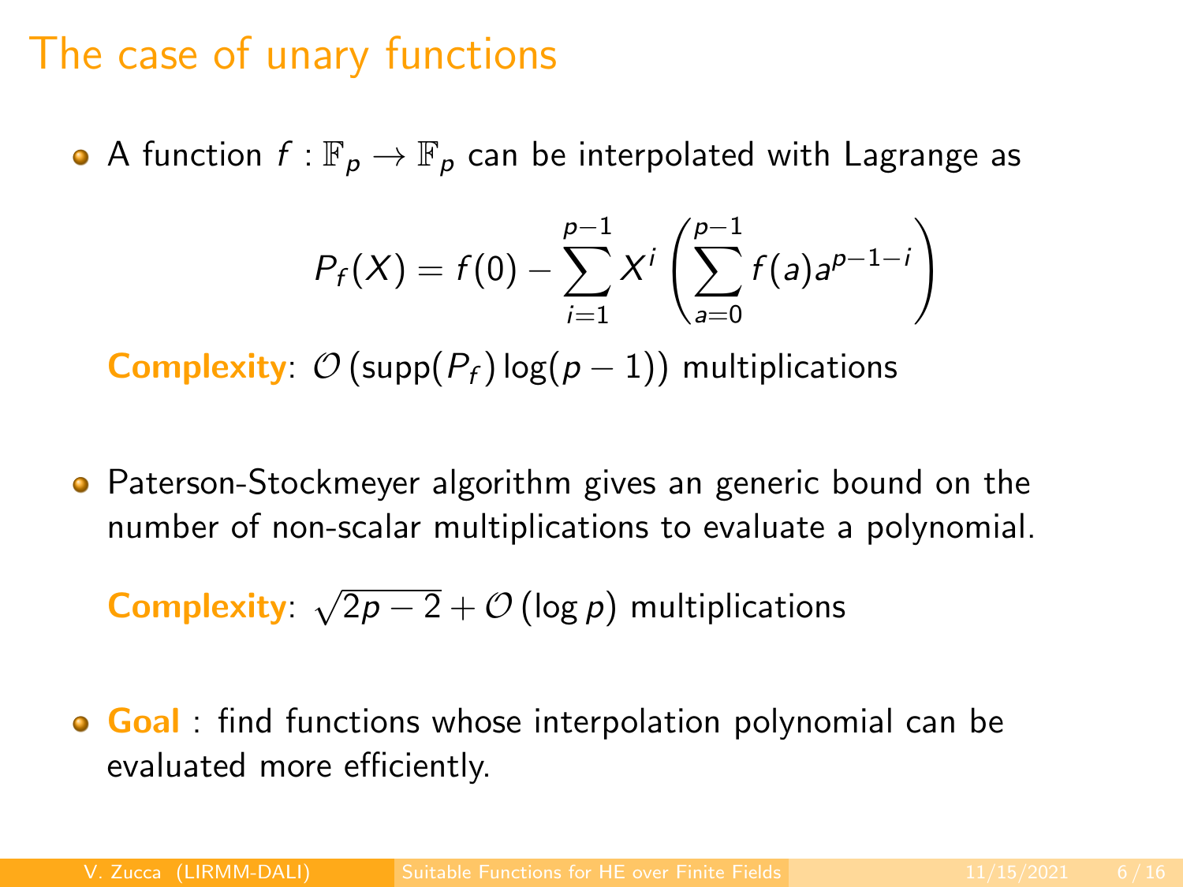# The case of unary functions

- A function $f : \mathbb{F}_p \to \mathbb{F}_p$ can be interpolated with Lagrange as

$$P_f(X) = f(0) - \sum_{i=1}^{p-1} X^i \left( \sum_{a=0}^{p-1} f(a) a^{p-1-i} \right)$$

**Complexity**: $\mathcal{O}\left(\mathrm{supp}(P_f) \log(p-1)\right)$ multiplications

- Paterson-Stockmeyer algorithm gives an generic bound on the number of non-scalar multiplications to evaluate a polynomial.

**Complexity**: $\sqrt{2p-2} + \mathcal{O}\left(\log p\right)$ multiplications

- **Goal** : find functions whose interpolation polynomial can be evaluated more efficiently.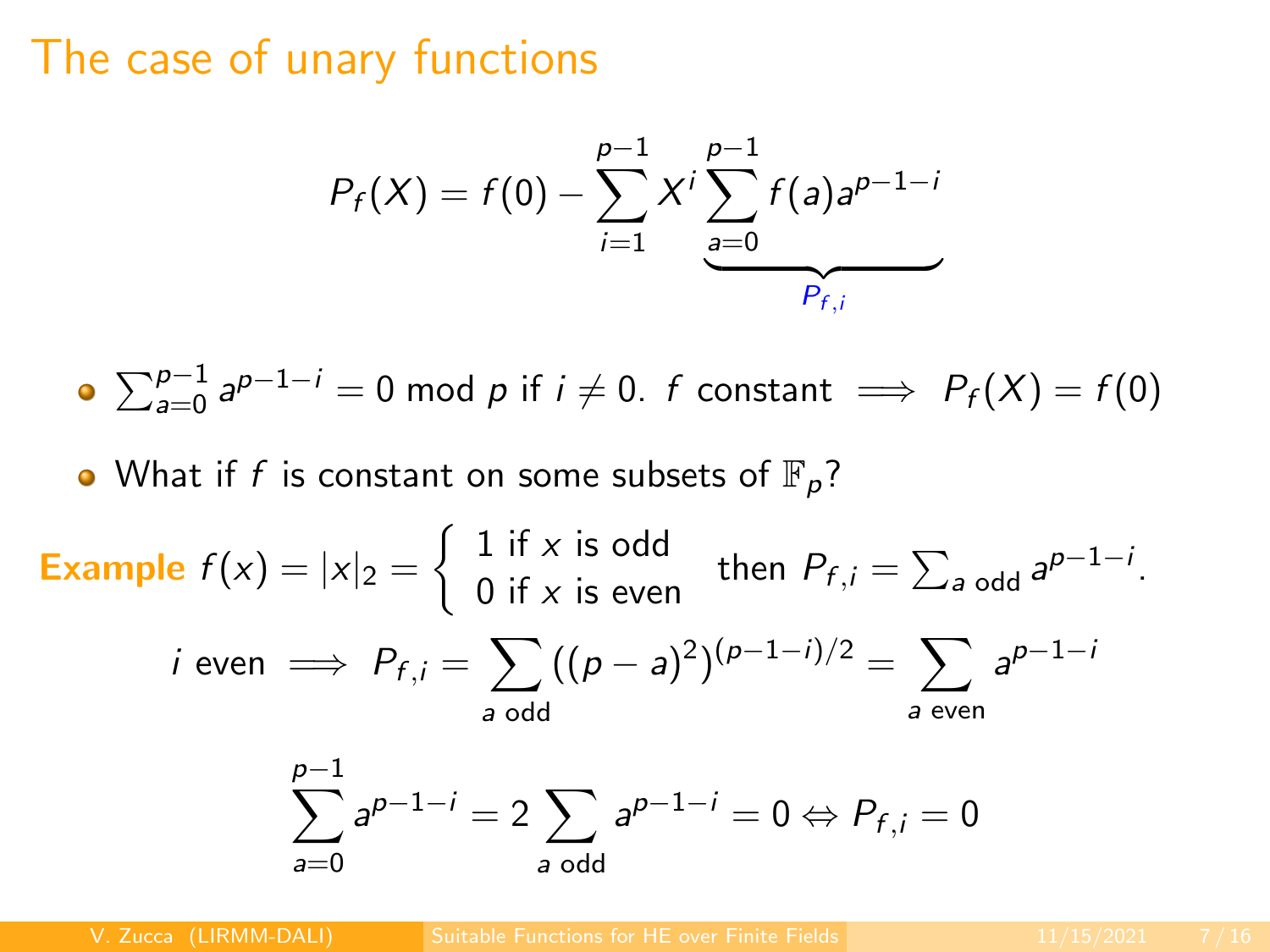# The case of unary functions

$$P_f(X) = f(0) - \sum_{i=1}^{p-1} X^i \underbrace{\sum_{a=0}^{p-1} f(a) a^{p-1-i}}_{P_{f,i}}$$

- $\sum_{a=0}^{p-1} a^{p-1-i} = 0 \bmod p$ if $i \neq 0$. $f$ constant $\implies P_f(X) = f(0)$
- What if $f$ is constant on some subsets of $\mathbb{F}_p$?

**Example** $f(x) = |x|_2 = \begin{cases} 1 \text{ if } x \text{ is odd} \\ 0 \text{ if } x \text{ is even} \end{cases}$ then $P_{f,i} = \sum_{a \text{ odd}} a^{p-1-i}$.

$$i \text{ even} \implies P_{f,i} = \sum_{a \text{ odd}} ((p-a)^2)^{(p-1-i)/2} = \sum_{a \text{ even}} a^{p-1-i}$$

$$\sum_{a=0}^{p-1} a^{p-1-i} = 2 \sum_{a \text{ odd}} a^{p-1-i} = 0 \Leftrightarrow P_{f,i} = 0$$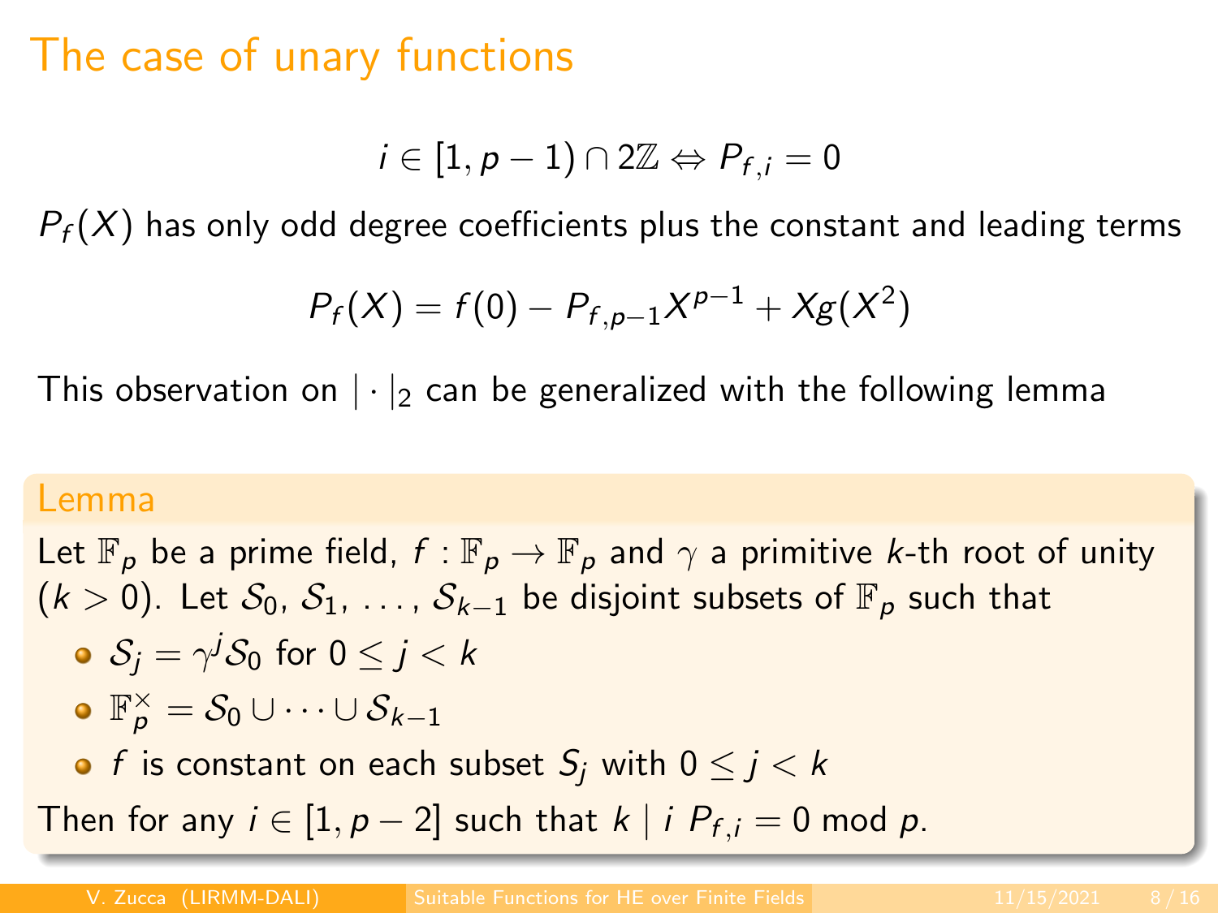# The case of unary functions

$$i \in [1, p-1) \cap 2\mathbb{Z} \Leftrightarrow P_{f,i} = 0$$

$P_f(X)$ has only odd degree coefficients plus the constant and leading terms

$$P_f(X) = f(0) - P_{f,p-1}X^{p-1} + Xg(X^2)$$

This observation on $|\cdot|_2$ can be generalized with the following lemma

**Lemma**

Let $\mathbb{F}_p$ be a prime field, $f : \mathbb{F}_p \to \mathbb{F}_p$ and $\gamma$ a primitive $k$-th root of unity ($k > 0$). Let $\mathcal{S}_0$, $\mathcal{S}_1$, ..., $\mathcal{S}_{k-1}$ be disjoint subsets of $\mathbb{F}_p$ such that

- $\mathcal{S}_j = \gamma^j \mathcal{S}_0$ for $0 \leq j < k$
- $\mathbb{F}_p^\times = \mathcal{S}_0 \cup \cdots \cup \mathcal{S}_{k-1}$
- $f$ is constant on each subset $S_j$ with $0 \leq j < k$

Then for any $i \in [1, p-2]$ such that $k \mid i$ $P_{f,i} = 0 \bmod p$.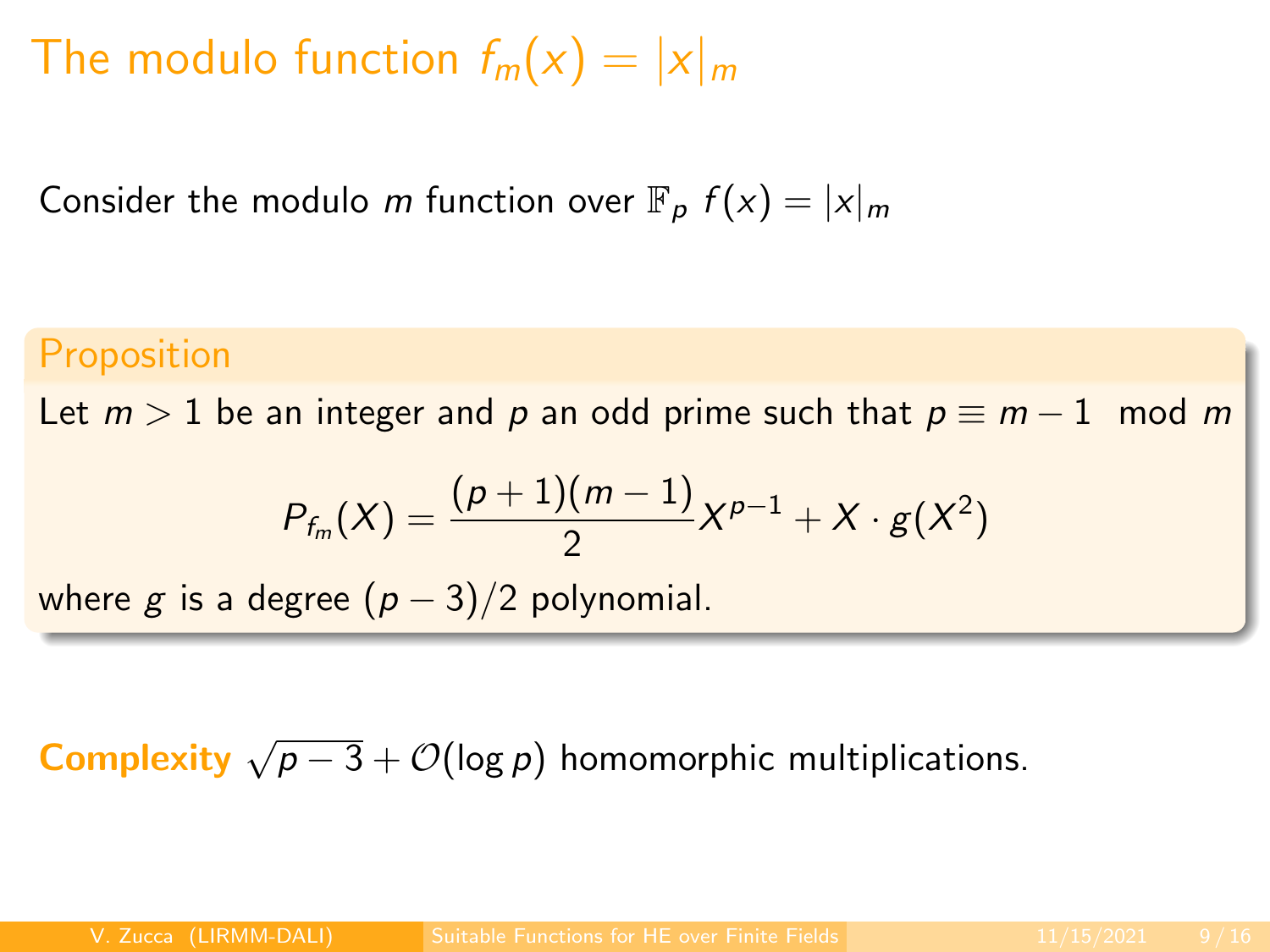# The modulo function $f_m(x) = |x|_m$

Consider the modulo $m$ function over $\mathbb{F}_p$ $f(x) = |x|_m$

**Proposition**

Let $m > 1$ be an integer and $p$ an odd prime such that $p \equiv m - 1 \mod m$

$$P_{f_m}(X) = \frac{(p+1)(m-1)}{2} X^{p-1} + X \cdot g(X^2)$$

where $g$ is a degree $(p-3)/2$ polynomial.

**Complexity** $\sqrt{p-3} + \mathcal{O}(\log p)$ homomorphic multiplications.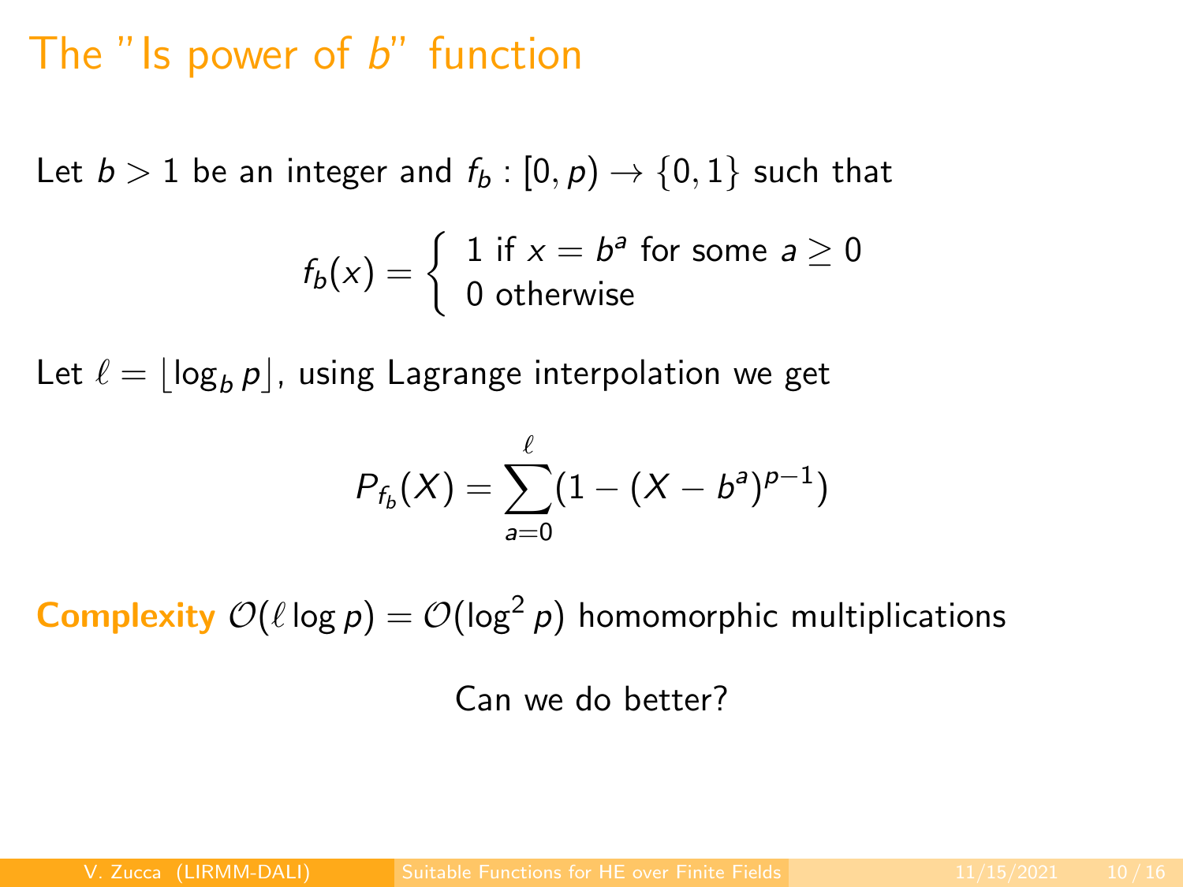# The "Is power of $b$" function

Let $b > 1$ be an integer and $f_b : [0, p) \to \{0, 1\}$ such that

$$f_b(x) = \begin{cases} 1 \text{ if } x = b^a \text{ for some } a \geq 0 \\ 0 \text{ otherwise} \end{cases}$$

Let $\ell = \lfloor \log_b p \rfloor$, using Lagrange interpolation we get

$$P_{f_b}(X) = \sum_{a=0}^{\ell} (1 - (X - b^a)^{p-1})$$

**Complexity** $\mathcal{O}(\ell \log p) = \mathcal{O}(\log^2 p)$ homomorphic multiplications

Can we do better?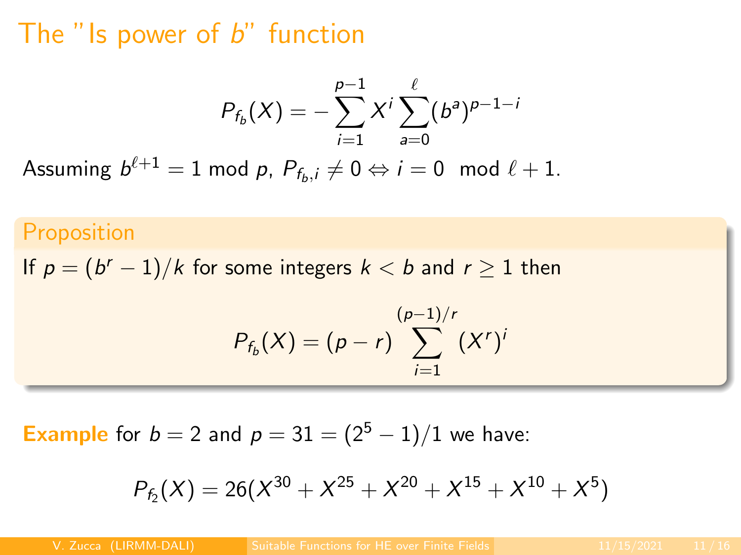# The "Is power of $b$" function

$$P_{f_b}(X) = -\sum_{i=1}^{p-1} X^i \sum_{a=0}^{\ell} (b^a)^{p-1-i}$$

Assuming $b^{\ell+1} = 1 \bmod p$, $P_{f_b,i} \neq 0 \Leftrightarrow i = 0 \mod \ell + 1$.

**Proposition**

If $p = (b^r - 1)/k$ for some integers $k < b$ and $r \geq 1$ then

$$P_{f_b}(X) = (p - r) \sum_{i=1}^{(p-1)/r} (X^r)^i$$

**Example** for $b = 2$ and $p = 31 = (2^5 - 1)/1$ we have:

$$P_{f_2}(X) = 26(X^{30} + X^{25} + X^{20} + X^{15} + X^{10} + X^5)$$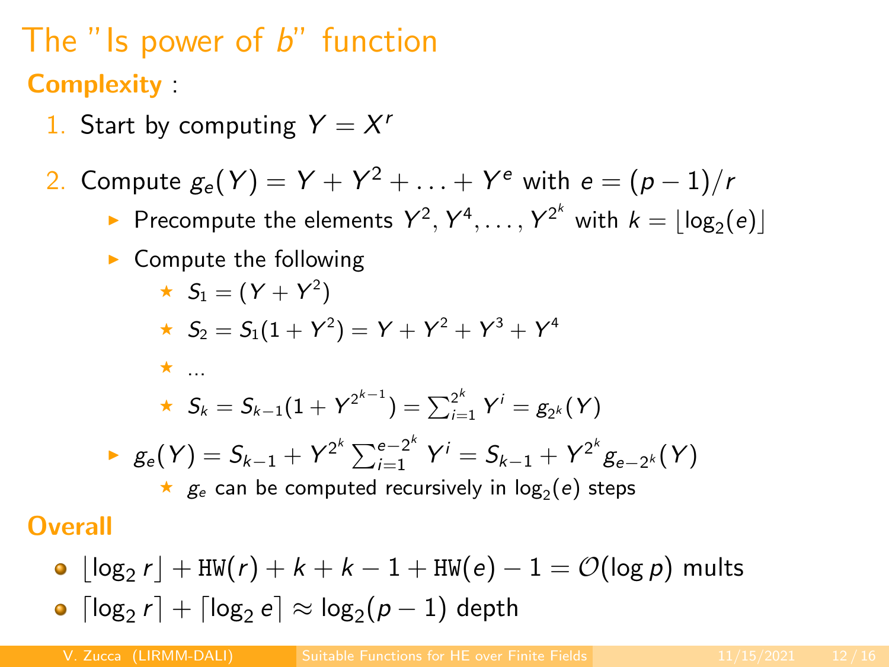# The "Is power of $b$" function

**Complexity** :

1. Start by computing $Y = X^r$
2. Compute $g_e(Y) = Y + Y^2 + \ldots + Y^e$ with $e = (p-1)/r$
   - Precompute the elements $Y^2, Y^4, \ldots, Y^{2^k}$ with $k = \lfloor \log_2(e) \rfloor$
   - Compute the following
     - $S_1 = (Y + Y^2)$
     - $S_2 = S_1(1 + Y^2) = Y + Y^2 + Y^3 + Y^4$
     - ...
     - $S_k = S_{k-1}(1 + Y^{2^{k-1}}) = \sum_{i=1}^{2^k} Y^i = g_{2^k}(Y)$
   - $g_e(Y) = S_{k-1} + Y^{2^k} \sum_{i=1}^{e-2^k} Y^i = S_{k-1} + Y^{2^k} g_{e-2^k}(Y)$
     - $g_e$ can be computed recursively in $\log_2(e)$ steps

**Overall**

- $\lfloor \log_2 r \rfloor + \mathtt{HW}(r) + k + k - 1 + \mathtt{HW}(e) - 1 = \mathcal{O}(\log p)$ mults
- $\lceil \log_2 r \rceil + \lceil \log_2 e \rceil \approx \log_2(p-1)$ depth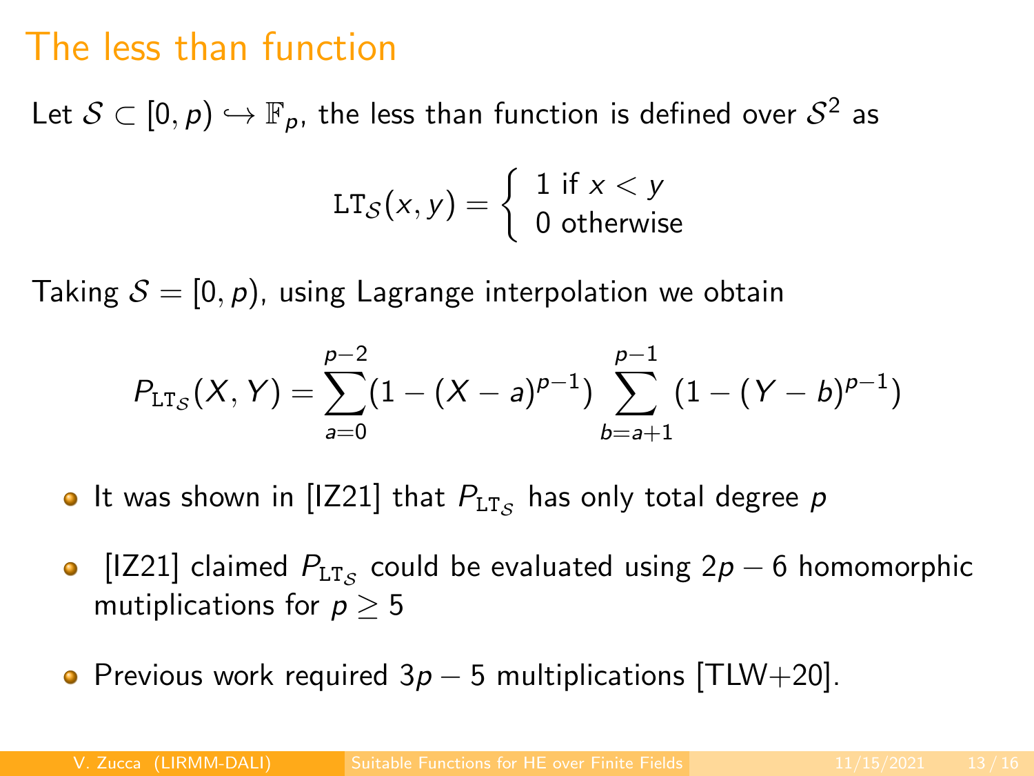# The less than function

Let $\mathcal{S} \subset [0, p) \hookrightarrow \mathbb{F}_p$, the less than function is defined over $\mathcal{S}^2$ as

$$\mathrm{LT}_{\mathcal{S}}(x, y) = \begin{cases} 1 \text{ if } x < y \\ 0 \text{ otherwise} \end{cases}$$

Taking $\mathcal{S} = [0, p)$, using Lagrange interpolation we obtain

$$P_{\mathrm{LT}_{\mathcal{S}}}(X, Y) = \sum_{a=0}^{p-2} (1 - (X - a)^{p-1}) \sum_{b=a+1}^{p-1} (1 - (Y - b)^{p-1})$$

- It was shown in [IZ21] that $P_{\mathrm{LT}_{\mathcal{S}}}$ has only total degree $p$
- [IZ21] claimed $P_{\mathrm{LT}_{\mathcal{S}}}$ could be evaluated using $2p - 6$ homomorphic mutiplications for $p \geq 5$
- Previous work required $3p - 5$ multiplications [TLW+20].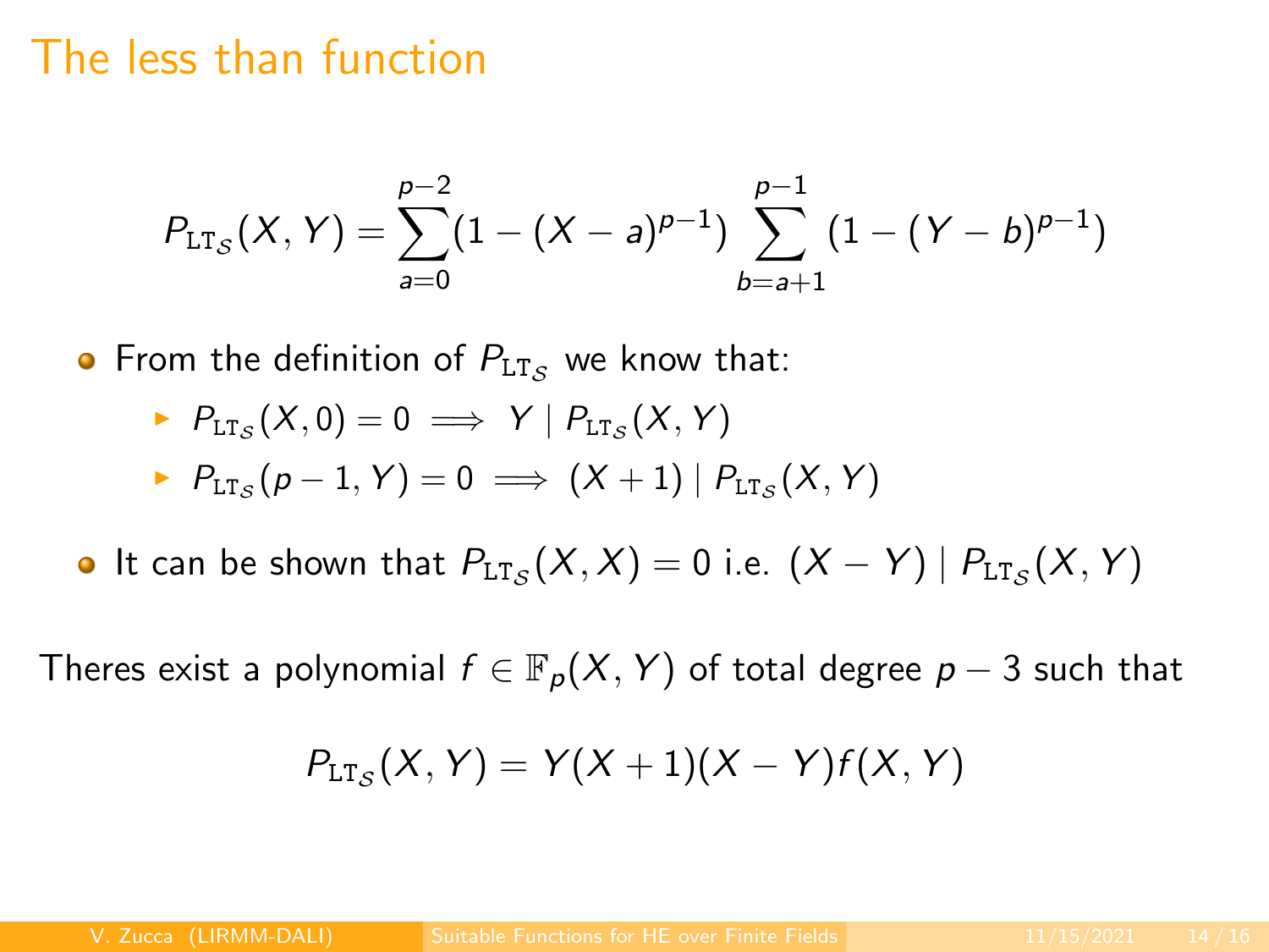# The less than function

$$P_{\mathrm{LT}_{\mathcal{S}}}(X, Y) = \sum_{a=0}^{p-2}(1-(X-a)^{p-1}) \sum_{b=a+1}^{p-1}(1-(Y-b)^{p-1})$$

- From the definition of $P_{\mathrm{LT}_{\mathcal{S}}}$ we know that:
  - $P_{\mathrm{LT}_{\mathcal{S}}}(X, 0) = 0 \implies Y \mid P_{\mathrm{LT}_{\mathcal{S}}}(X, Y)$
  - $P_{\mathrm{LT}_{\mathcal{S}}}(p-1, Y) = 0 \implies (X+1) \mid P_{\mathrm{LT}_{\mathcal{S}}}(X, Y)$
- It can be shown that $P_{\mathrm{LT}_{\mathcal{S}}}(X, X) = 0$ i.e. $(X - Y) \mid P_{\mathrm{LT}_{\mathcal{S}}}(X, Y)$

Theres exist a polynomial $f \in \mathbb{F}_p(X, Y)$ of total degree $p - 3$ such that

$$P_{\mathrm{LT}_{\mathcal{S}}}(X, Y) = Y(X+1)(X-Y)f(X, Y)$$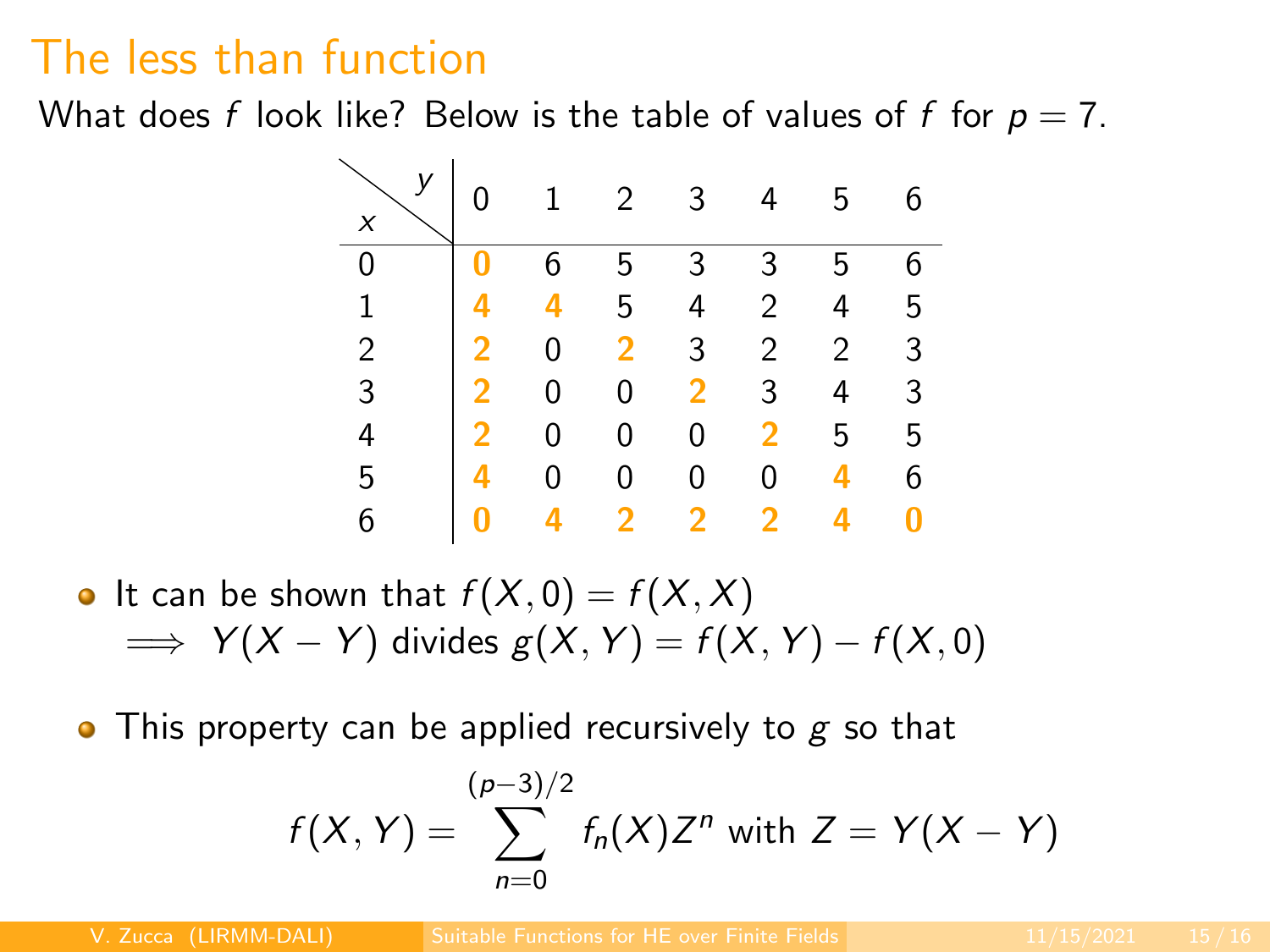# The less than function

What does $f$ look like? Below is the table of values of $f$ for $p = 7$.

| $x$ \ $y$ | 0 | 1 | 2 | 3 | 4 | 5 | 6 |
|---|---|---|---|---|---|---|---|
| 0 | **0** | 6 | 5 | 3 | 3 | 5 | 6 |
| 1 | **4** | **4** | 5 | 4 | 2 | 4 | 5 |
| 2 | **2** | 0 | **2** | 3 | 2 | 2 | 3 |
| 3 | **2** | 0 | 0 | **2** | 3 | 4 | 3 |
| 4 | **2** | 0 | 0 | 0 | **2** | 5 | 5 |
| 5 | **4** | 0 | 0 | 0 | 0 | **4** | 6 |
| 6 | **0** | **4** | **2** | **2** | **2** | **4** | **0** |

- It can be shown that $f(X, 0) = f(X, X)$
  $\implies Y(X - Y)$ divides $g(X, Y) = f(X, Y) - f(X, 0)$

- This property can be applied recursively to $g$ so that

$$f(X, Y) = \sum_{n=0}^{(p-3)/2} f_n(X) Z^n \text{ with } Z = Y(X - Y)$$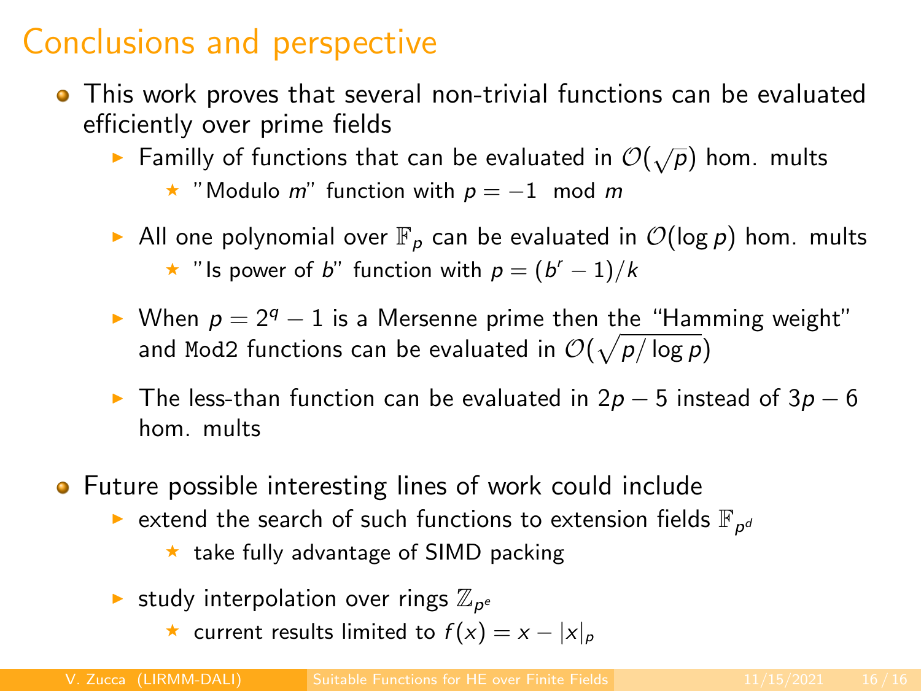# Conclusions and perspective

- This work proves that several non-trivial functions can be evaluated efficiently over prime fields
  - Familly of functions that can be evaluated in $\mathcal{O}(\sqrt{p})$ hom. mults
    - "Modulo $m$" function with $p = -1 \mod m$
  - All one polynomial over $\mathbb{F}_p$ can be evaluated in $\mathcal{O}(\log p)$ hom. mults
    - "Is power of $b$" function with $p = (b^r - 1)/k$
  - When $p = 2^q - 1$ is a Mersenne prime then the "Hamming weight" and Mod2 functions can be evaluated in $\mathcal{O}(\sqrt{p/\log p})$
  - The less-than function can be evaluated in $2p - 5$ instead of $3p - 6$ hom. mults
- Future possible interesting lines of work could include
  - extend the search of such functions to extension fields $\mathbb{F}_{p^d}$
    - take fully advantage of SIMD packing
  - study interpolation over rings $\mathbb{Z}_{p^e}$
    - current results limited to $f(x) = x - |x|_p$